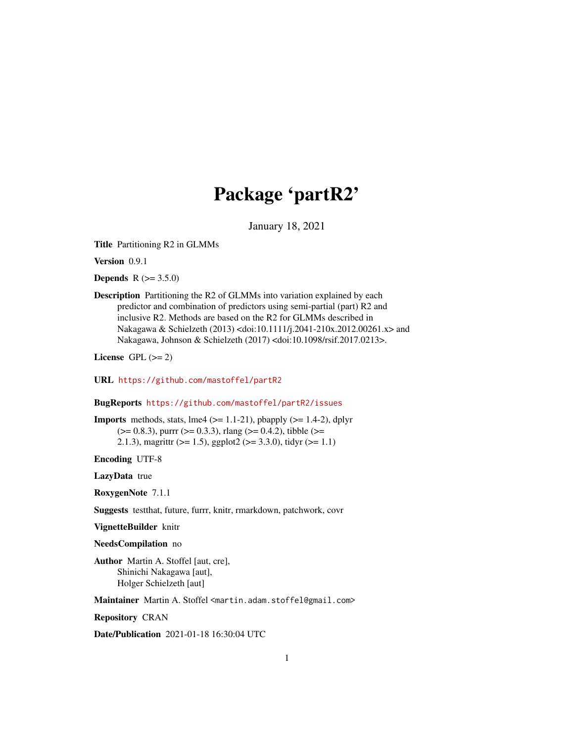# Package 'partR2'

January 18, 2021

**Title** Partitioning R2 in GLMMs

**Version** 0.9.1

**Depends** R (>= 3.5.0)

**Description** Partitioning the R2 of GLMMs into variation explained by each predictor and combination of predictors using semi-partial (part) R2 and inclusive R2. Methods are based on the R2 for GLMMs described in Nakagawa & Schielzeth (2013) <doi:10.1111/j.2041-210x.2012.00261.x> and Nakagawa, Johnson & Schielzeth (2017) <doi:10.1098/rsif.2017.0213>.

**License** GPL (>= 2)

**URL** https://github.com/mastoffel/partR2

**BugReports** https://github.com/mastoffel/partR2/issues

**Imports** methods, stats, lme4 (>= 1.1-21), pbapply (>= 1.4-2), dplyr (>= 0.8.3), purrr (>= 0.3.3), rlang (>= 0.4.2), tibble (>= 2.1.3), magrittr (>= 1.5), ggplot2 (>= 3.3.0), tidyr (>= 1.1)

**Encoding** UTF-8

**LazyData** true

**RoxygenNote** 7.1.1

**Suggests** testthat, future, furrr, knitr, rmarkdown, patchwork, covr

**VignetteBuilder** knitr

**NeedsCompilation** no

**Author** Martin A. Stoffel [aut, cre], Shinichi Nakagawa [aut], Holger Schielzeth [aut]

**Maintainer** Martin A. Stoffel <martin.adam.stoffel@gmail.com>

**Repository** CRAN

**Date/Publication** 2021-01-18 16:30:04 UTC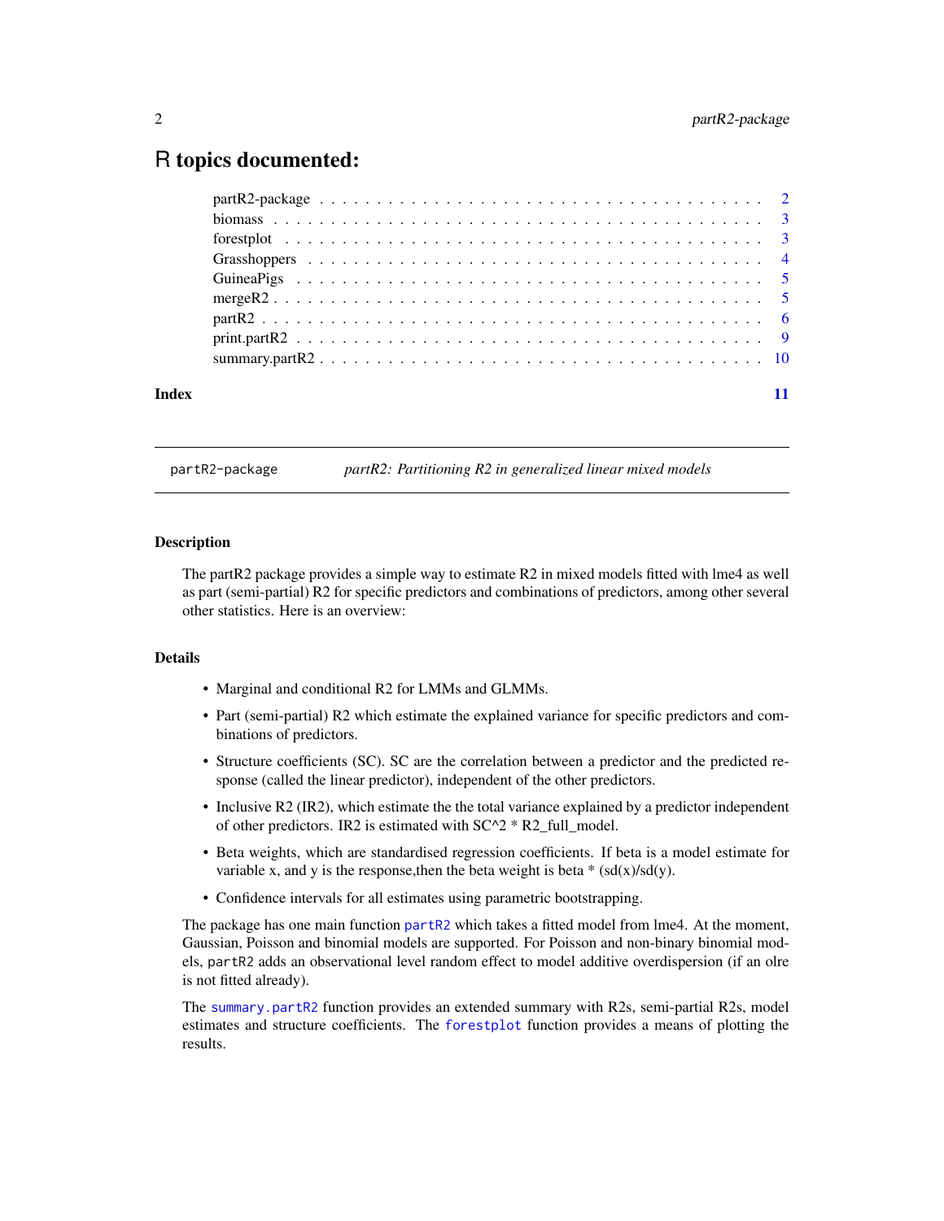# R topics documented:

| | |
|---|---|
| partR2-package | 2 |
| biomass | 3 |
| forestplot | 3 |
| Grasshoppers | 4 |
| GuineaPigs | 5 |
| mergeR2 | 5 |
| partR2 | 6 |
| print.partR2 | 9 |
| summary.partR2 | 10 |

**Index** 11

---

partR2-package *partR2: Partitioning R2 in generalized linear mixed models*

---

### Description

The partR2 package provides a simple way to estimate R2 in mixed models fitted with lme4 as well as part (semi-partial) R2 for specific predictors and combinations of predictors, among other several other statistics. Here is an overview:

### Details

- Marginal and conditional R2 for LMMs and GLMMs.
- Part (semi-partial) R2 which estimate the explained variance for specific predictors and combinations of predictors.
- Structure coefficients (SC). SC are the correlation between a predictor and the predicted response (called the linear predictor), independent of the other predictors.
- Inclusive R2 (IR2), which estimate the the total variance explained by a predictor independent of other predictors. IR2 is estimated with SC^2 * R2_full_model.
- Beta weights, which are standardised regression coefficients. If beta is a model estimate for variable x, and y is the response,then the beta weight is beta * (sd(x)/sd(y).
- Confidence intervals for all estimates using parametric bootstrapping.

The package has one main function `partR2` which takes a fitted model from lme4. At the moment, Gaussian, Poisson and binomial models are supported. For Poisson and non-binary binomial models, `partR2` adds an observational level random effect to model additive overdispersion (if an olre is not fitted already).

The `summary.partR2` function provides an extended summary with R2s, semi-partial R2s, model estimates and structure coefficients. The `forestplot` function provides a means of plotting the results.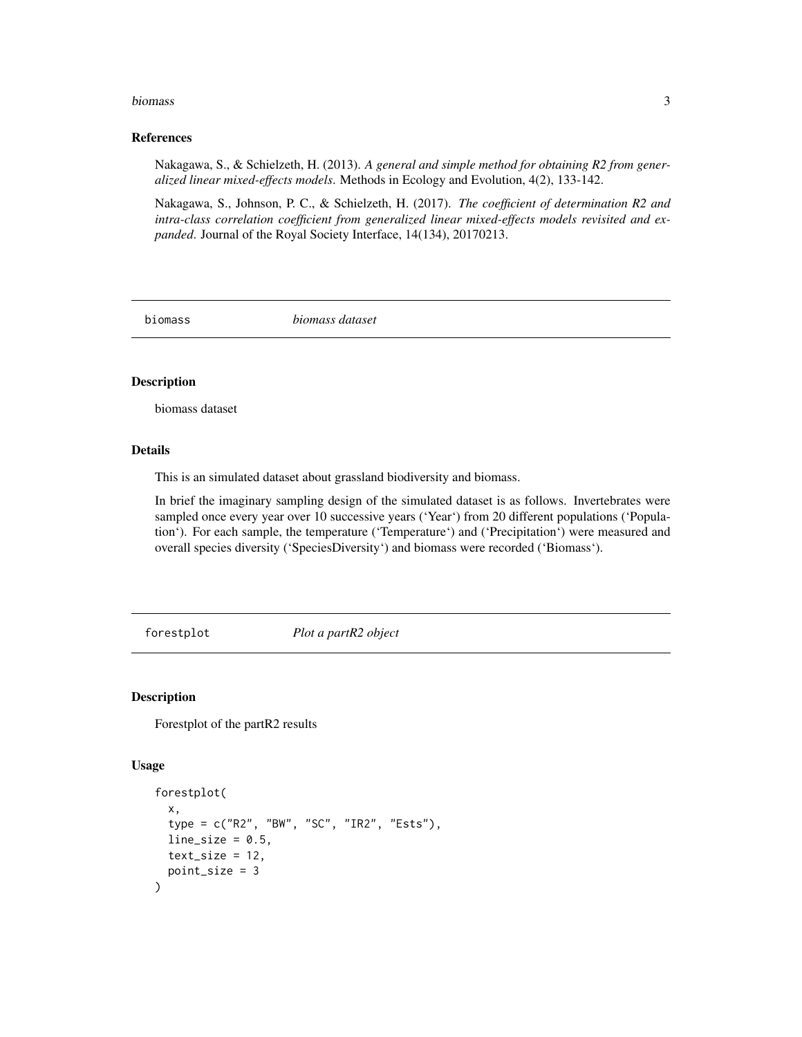### References

Nakagawa, S., & Schielzeth, H. (2013). *A general and simple method for obtaining R2 from generalized linear mixed-effects models.* Methods in Ecology and Evolution, 4(2), 133-142.

Nakagawa, S., Johnson, P. C., & Schielzeth, H. (2017). *The coefficient of determination R2 and intra-class correlation coefficient from generalized linear mixed-effects models revisited and expanded.* Journal of the Royal Society Interface, 14(134), 20170213.

## biomass *biomass dataset*

### Description

biomass dataset

### Details

This is an simulated dataset about grassland biodiversity and biomass.

In brief the imaginary sampling design of the simulated dataset is as follows. Invertebrates were sampled once every year over 10 successive years ('Year') from 20 different populations ('Population'). For each sample, the temperature ('Temperature') and ('Precipitation') were measured and overall species diversity ('SpeciesDiversity') and biomass were recorded ('Biomass').

## forestplot *Plot a partR2 object*

### Description

Forestplot of the partR2 results

### Usage

```
forestplot(
  x,
  type = c("R2", "BW", "SC", "IR2", "Ests"),
  line_size = 0.5,
  text_size = 12,
  point_size = 3
)
```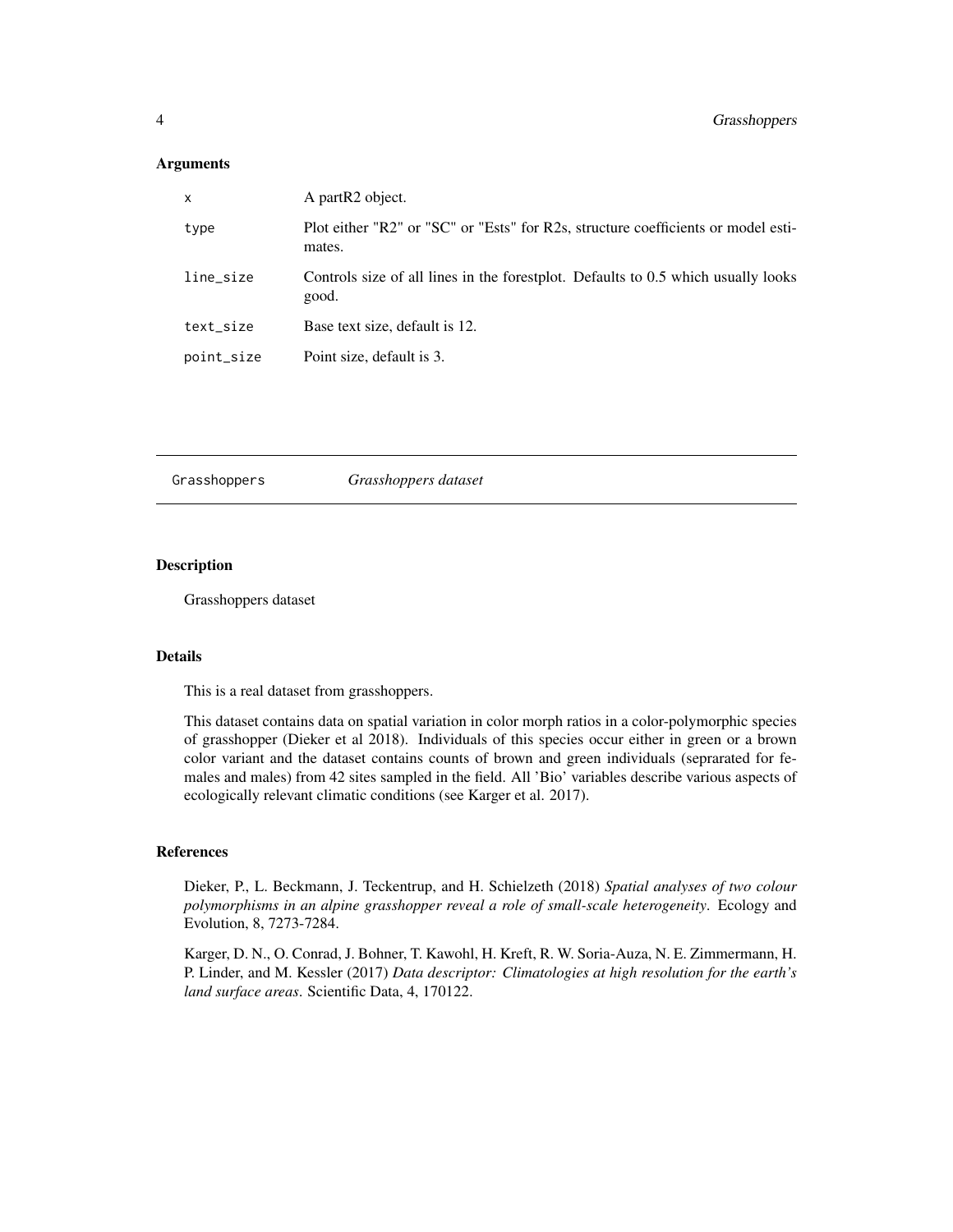### Arguments

| | |
|---|---|
| x | A partR2 object. |
| type | Plot either "R2" or "SC" or "Ests" for R2s, structure coefficients or model estimates. |
| line_size | Controls size of all lines in the forestplot. Defaults to 0.5 which usually looks good. |
| text_size | Base text size, default is 12. |
| point_size | Point size, default is 3. |

---

## Grasshoppers *Grasshoppers dataset*

---

### Description

Grasshoppers dataset

### Details

This is a real dataset from grasshoppers.

This dataset contains data on spatial variation in color morph ratios in a color-polymorphic species of grasshopper (Dieker et al 2018). Individuals of this species occur either in green or a brown color variant and the dataset contains counts of brown and green individuals (seprarated for females and males) from 42 sites sampled in the field. All 'Bio' variables describe various aspects of ecologically relevant climatic conditions (see Karger et al. 2017).

### References

Dieker, P., L. Beckmann, J. Teckentrup, and H. Schielzeth (2018) *Spatial analyses of two colour polymorphisms in an alpine grasshopper reveal a role of small-scale heterogeneity*. Ecology and Evolution, 8, 7273-7284.

Karger, D. N., O. Conrad, J. Bohner, T. Kawohl, H. Kreft, R. W. Soria-Auza, N. E. Zimmermann, H. P. Linder, and M. Kessler (2017) *Data descriptor: Climatologies at high resolution for the earth's land surface areas*. Scientific Data, 4, 170122.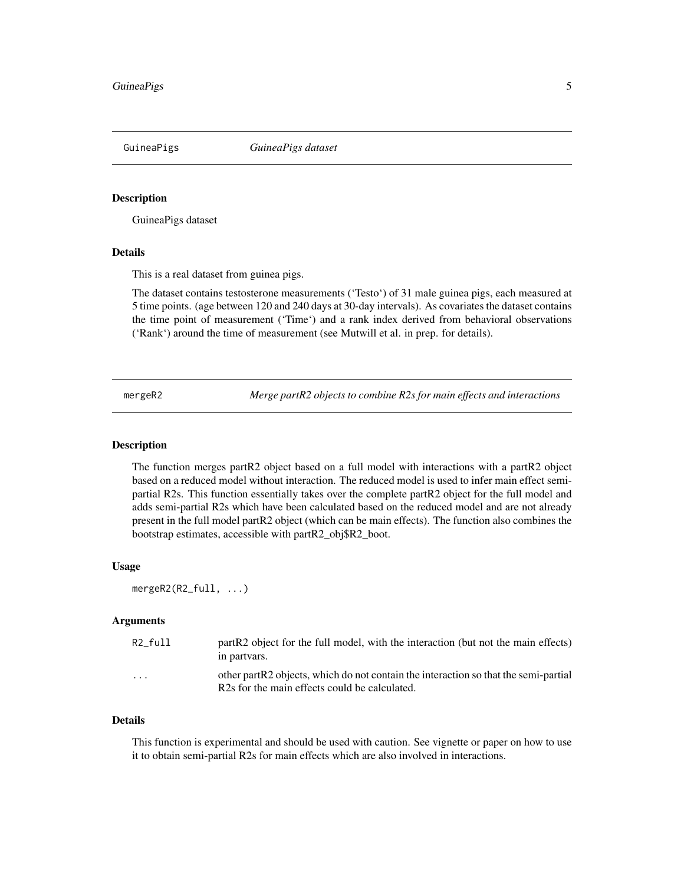## GuineaPigs — *GuineaPigs dataset*

### Description

GuineaPigs dataset

### Details

This is a real dataset from guinea pigs.

The dataset contains testosterone measurements ('Testo') of 31 male guinea pigs, each measured at 5 time points. (age between 120 and 240 days at 30-day intervals). As covariates the dataset contains the time point of measurement ('Time') and a rank index derived from behavioral observations ('Rank') around the time of measurement (see Mutwill et al. in prep. for details).

## mergeR2 — *Merge partR2 objects to combine R2s for main effects and interactions*

### Description

The function merges partR2 object based on a full model with interactions with a partR2 object based on a reduced model without interaction. The reduced model is used to infer main effect semi-partial R2s. This function essentially takes over the complete partR2 object for the full model and adds semi-partial R2s which have been calculated based on the reduced model and are not already present in the full model partR2 object (which can be main effects). The function also combines the bootstrap estimates, accessible with partR2_obj$R2_boot.

### Usage

```
mergeR2(R2_full, ...)
```

### Arguments

| | |
|---|---|
| R2_full | partR2 object for the full model, with the interaction (but not the main effects) in partvars. |
| ... | other partR2 objects, which do not contain the interaction so that the semi-partial R2s for the main effects could be calculated. |

### Details

This function is experimental and should be used with caution. See vignette or paper on how to use it to obtain semi-partial R2s for main effects which are also involved in interactions.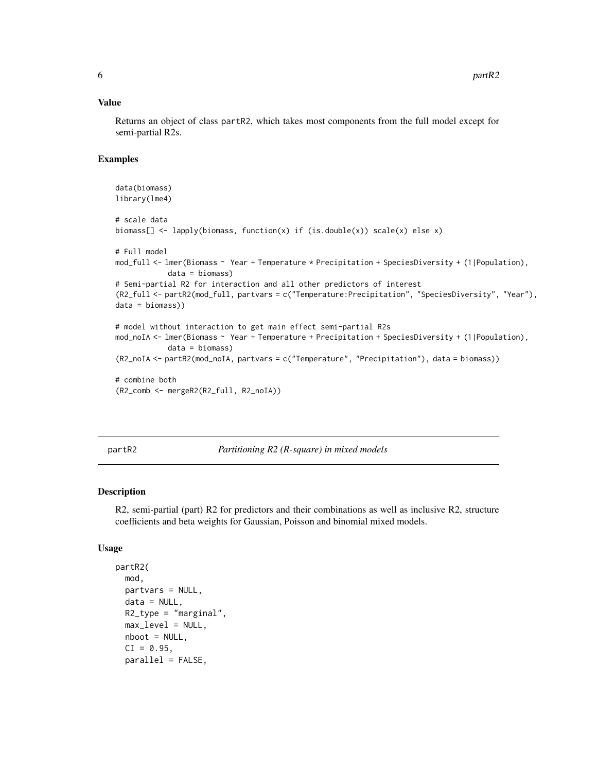### Value

Returns an object of class partR2, which takes most components from the full model except for semi-partial R2s.

### Examples

```
data(biomass)
library(lme4)

# scale data
biomass[] <- lapply(biomass, function(x) if (is.double(x)) scale(x) else x)

# Full model
mod_full <- lmer(Biomass ~ Year + Temperature * Precipitation + SpeciesDiversity + (1|Population),
          data = biomass)
# Semi-partial R2 for interaction and all other predictors of interest
(R2_full <- partR2(mod_full, partvars = c("Temperature:Precipitation", "SpeciesDiversity", "Year"),
data = biomass))

# model without interaction to get main effect semi-partial R2s
mod_noIA <- lmer(Biomass ~ Year + Temperature + Precipitation + SpeciesDiversity + (1|Population),
          data = biomass)
(R2_noIA <- partR2(mod_noIA, partvars = c("Temperature", "Precipitation"), data = biomass))

# combine both
(R2_comb <- mergeR2(R2_full, R2_noIA))
```

## partR2 — *Partitioning R2 (R-square) in mixed models*

### Description

R2, semi-partial (part) R2 for predictors and their combinations as well as inclusive R2, structure coefficients and beta weights for Gaussian, Poisson and binomial mixed models.

### Usage

```
partR2(
  mod,
  partvars = NULL,
  data = NULL,
  R2_type = "marginal",
  max_level = NULL,
  nboot = NULL,
  CI = 0.95,
  parallel = FALSE,
```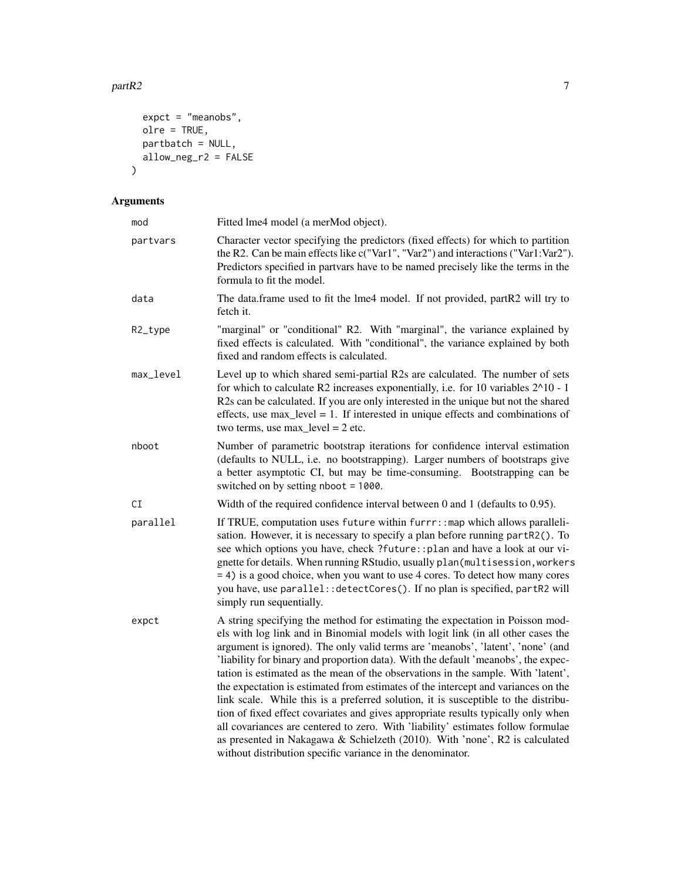```
  expct = "meanobs",
  olre = TRUE,
  partbatch = NULL,
  allow_neg_r2 = FALSE
)
```

## Arguments

| Argument | Description |
| --- | --- |
| mod | Fitted lme4 model (a merMod object). |
| partvars | Character vector specifying the predictors (fixed effects) for which to partition the R2. Can be main effects like c("Var1", "Var2") and interactions ("Var1:Var2"). Predictors specified in partvars have to be named precisely like the terms in the formula to fit the model. |
| data | The data.frame used to fit the lme4 model. If not provided, partR2 will try to fetch it. |
| R2_type | "marginal" or "conditional" R2. With "marginal", the variance explained by fixed effects is calculated. With "conditional", the variance explained by both fixed and random effects is calculated. |
| max_level | Level up to which shared semi-partial R2s are calculated. The number of sets for which to calculate R2 increases exponentially, i.e. for 10 variables 2^10 - 1 R2s can be calculated. If you are only interested in the unique but not the shared effects, use max_level = 1. If interested in unique effects and combinations of two terms, use max_level = 2 etc. |
| nboot | Number of parametric bootstrap iterations for confidence interval estimation (defaults to NULL, i.e. no bootstrapping). Larger numbers of bootstraps give a better asymptotic CI, but may be time-consuming. Bootstrapping can be switched on by setting `nboot = 1000`. |
| CI | Width of the required confidence interval between 0 and 1 (defaults to 0.95). |
| parallel | If TRUE, computation uses `future` within `furrr::map` which allows parallelisation. However, it is necessary to specify a plan before running `partR2()`. To see which options you have, check `?future::plan` and have a look at our vignette for details. When running RStudio, usually `plan(multisession, workers = 4)` is a good choice, when you want to use 4 cores. To detect how many cores you have, use `parallel::detectCores()`. If no plan is specified, `partR2` will simply run sequentially. |
| expct | A string specifying the method for estimating the expectation in Poisson models with log link and in Binomial models with logit link (in all other cases the argument is ignored). The only valid terms are 'meanobs', 'latent', 'none' (and 'liability for binary and proportion data). With the default 'meanobs', the expectation is estimated as the mean of the observations in the sample. With 'latent', the expectation is estimated from estimates of the intercept and variances on the link scale. While this is a preferred solution, it is susceptible to the distribution of fixed effect covariates and gives appropriate results typically only when all covariances are centered to zero. With 'liability' estimates follow formulae as presented in Nakagawa & Schielzeth (2010). With 'none', R2 is calculated without distribution specific variance in the denominator. |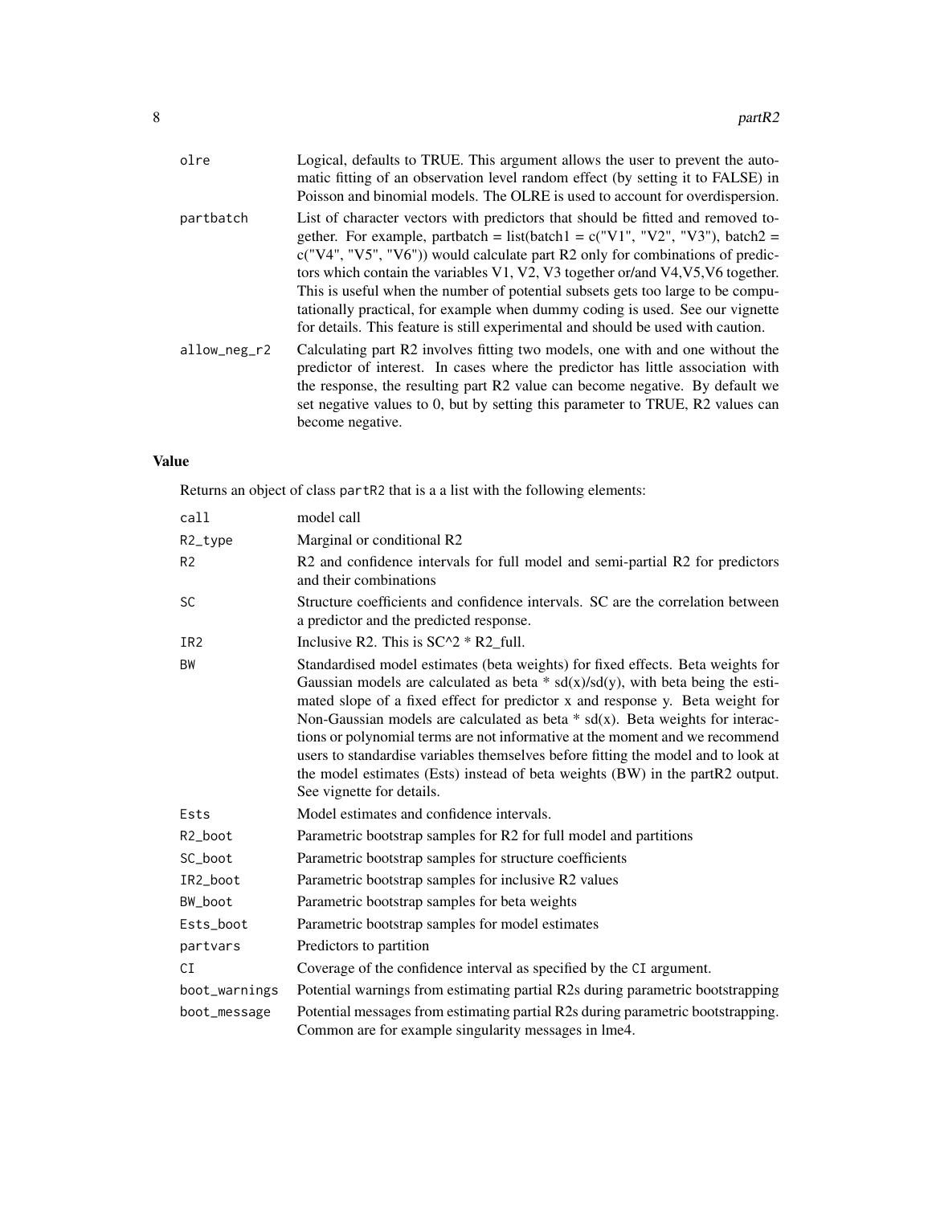| | |
|---|---|
| olre | Logical, defaults to TRUE. This argument allows the user to prevent the automatic fitting of an observation level random effect (by setting it to FALSE) in Poisson and binomial models. The OLRE is used to account for overdispersion. |
| partbatch | List of character vectors with predictors that should be fitted and removed together. For example, partbatch = list(batch1 = c("V1", "V2", "V3"), batch2 = c("V4", "V5", "V6")) would calculate part R2 only for combinations of predictors which contain the variables V1, V2, V3 together or/and V4,V5,V6 together. This is useful when the number of potential subsets gets too large to be computationally practical, for example when dummy coding is used. See our vignette for details. This feature is still experimental and should be used with caution. |
| allow_neg_r2 | Calculating part R2 involves fitting two models, one with and one without the predictor of interest. In cases where the predictor has little association with the response, the resulting part R2 value can become negative. By default we set negative values to 0, but by setting this parameter to TRUE, R2 values can become negative. |

## Value

Returns an object of class partR2 that is a a list with the following elements:

| | |
|---|---|
| call | model call |
| R2_type | Marginal or conditional R2 |
| R2 | R2 and confidence intervals for full model and semi-partial R2 for predictors and their combinations |
| SC | Structure coefficients and confidence intervals. SC are the correlation between a predictor and the predicted response. |
| IR2 | Inclusive R2. This is SC^2 * R2_full. |
| BW | Standardised model estimates (beta weights) for fixed effects. Beta weights for Gaussian models are calculated as beta * sd(x)/sd(y), with beta being the estimated slope of a fixed effect for predictor x and response y. Beta weight for Non-Gaussian models are calculated as beta * sd(x). Beta weights for interactions or polynomial terms are not informative at the moment and we recommend users to standardise variables themselves before fitting the model and to look at the model estimates (Ests) instead of beta weights (BW) in the partR2 output. See vignette for details. |
| Ests | Model estimates and confidence intervals. |
| R2_boot | Parametric bootstrap samples for R2 for full model and partitions |
| SC_boot | Parametric bootstrap samples for structure coefficients |
| IR2_boot | Parametric bootstrap samples for inclusive R2 values |
| BW_boot | Parametric bootstrap samples for beta weights |
| Ests_boot | Parametric bootstrap samples for model estimates |
| partvars | Predictors to partition |
| CI | Coverage of the confidence interval as specified by the CI argument. |
| boot_warnings | Potential warnings from estimating partial R2s during parametric bootstrapping |
| boot_message | Potential messages from estimating partial R2s during parametric bootstrapping. Common are for example singularity messages in lme4. |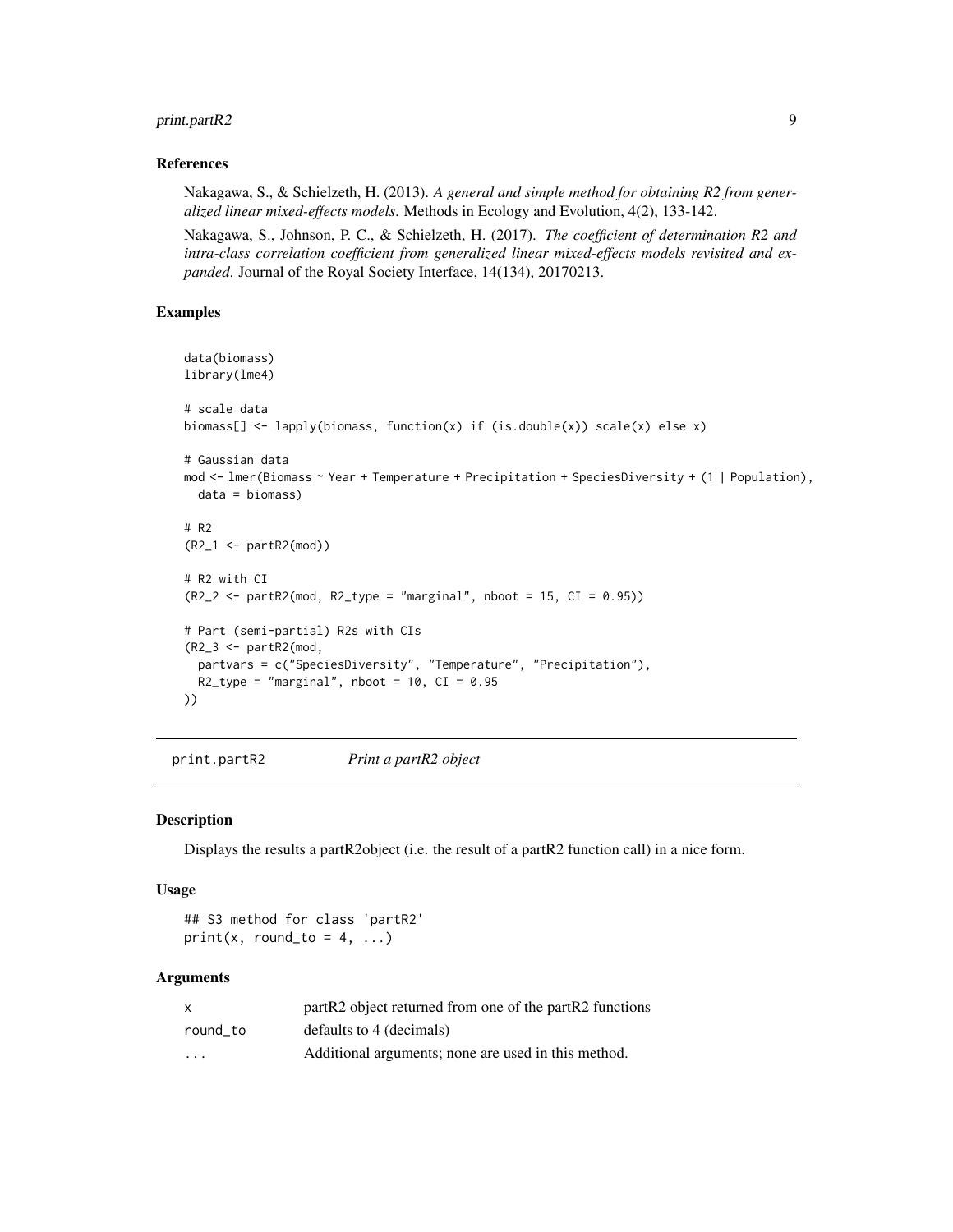### References

Nakagawa, S., & Schielzeth, H. (2013). *A general and simple method for obtaining R2 from generalized linear mixed-effects models*. Methods in Ecology and Evolution, 4(2), 133-142.

Nakagawa, S., Johnson, P. C., & Schielzeth, H. (2017). *The coefficient of determination R2 and intra-class correlation coefficient from generalized linear mixed-effects models revisited and expanded*. Journal of the Royal Society Interface, 14(134), 20170213.

### Examples

```
data(biomass)
library(lme4)

# scale data
biomass[] <- lapply(biomass, function(x) if (is.double(x)) scale(x) else x)

# Gaussian data
mod <- lmer(Biomass ~ Year + Temperature + Precipitation + SpeciesDiversity + (1 | Population),
  data = biomass)

# R2
(R2_1 <- partR2(mod))

# R2 with CI
(R2_2 <- partR2(mod, R2_type = "marginal", nboot = 15, CI = 0.95))

# Part (semi-partial) R2s with CIs
(R2_3 <- partR2(mod,
  partvars = c("SpeciesDiversity", "Temperature", "Precipitation"),
  R2_type = "marginal", nboot = 10, CI = 0.95
))
```

---

## print.partR2 *Print a partR2 object*

### Description

Displays the results a partR2object (i.e. the result of a partR2 function call) in a nice form.

### Usage

```
## S3 method for class 'partR2'
print(x, round_to = 4, ...)
```

### Arguments

| | |
|---|---|
| x | partR2 object returned from one of the partR2 functions |
| round_to | defaults to 4 (decimals) |
| ... | Additional arguments; none are used in this method. |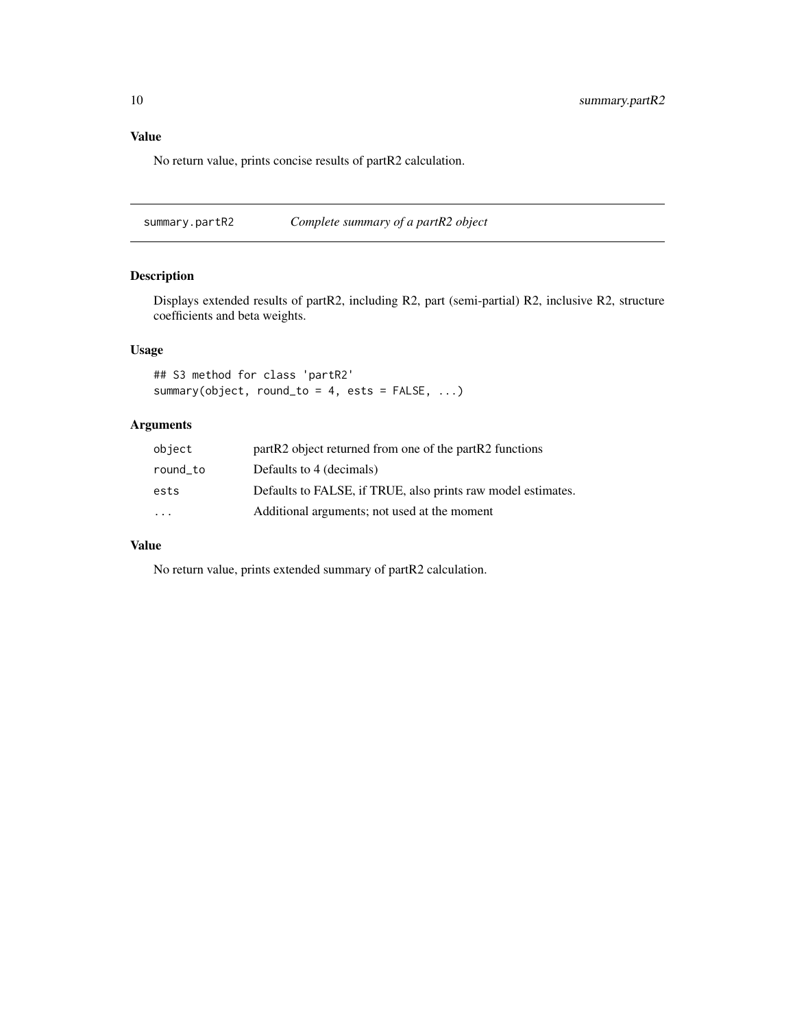## Value

No return value, prints concise results of partR2 calculation.

---

## summary.partR2 — *Complete summary of a partR2 object*

### Description

Displays extended results of partR2, including R2, part (semi-partial) R2, inclusive R2, structure coefficients and beta weights.

### Usage

```
## S3 method for class 'partR2'
summary(object, round_to = 4, ests = FALSE, ...)
```

### Arguments

| | |
|---|---|
| `object` | partR2 object returned from one of the partR2 functions |
| `round_to` | Defaults to 4 (decimals) |
| `ests` | Defaults to FALSE, if TRUE, also prints raw model estimates. |
| `...` | Additional arguments; not used at the moment |

### Value

No return value, prints extended summary of partR2 calculation.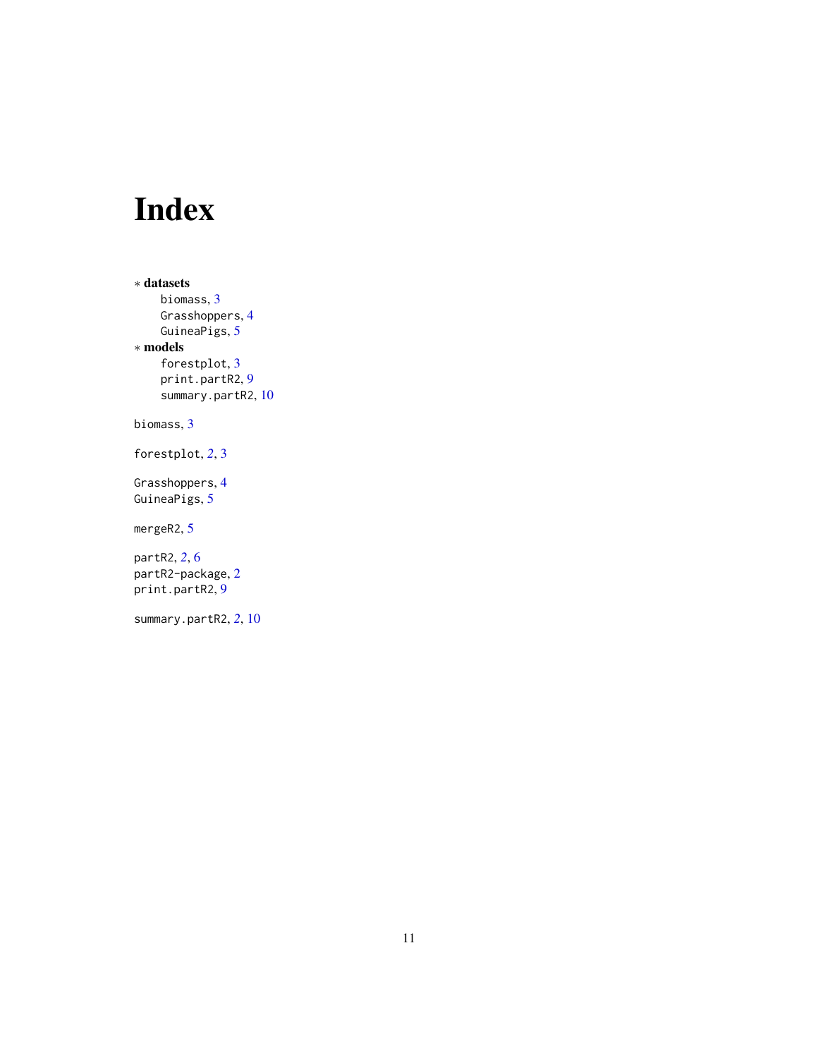# Index

∗ **datasets**

    biomass, 3
    Grasshoppers, 4
    GuineaPigs, 5

∗ **models**

    forestplot, 3
    print.partR2, 9
    summary.partR2, 10

biomass, 3

forestplot, *2*, 3

Grasshoppers, 4
GuineaPigs, 5

mergeR2, 5

partR2, *2*, 6
partR2-package, 2
print.partR2, 9

summary.partR2, *2*, 10